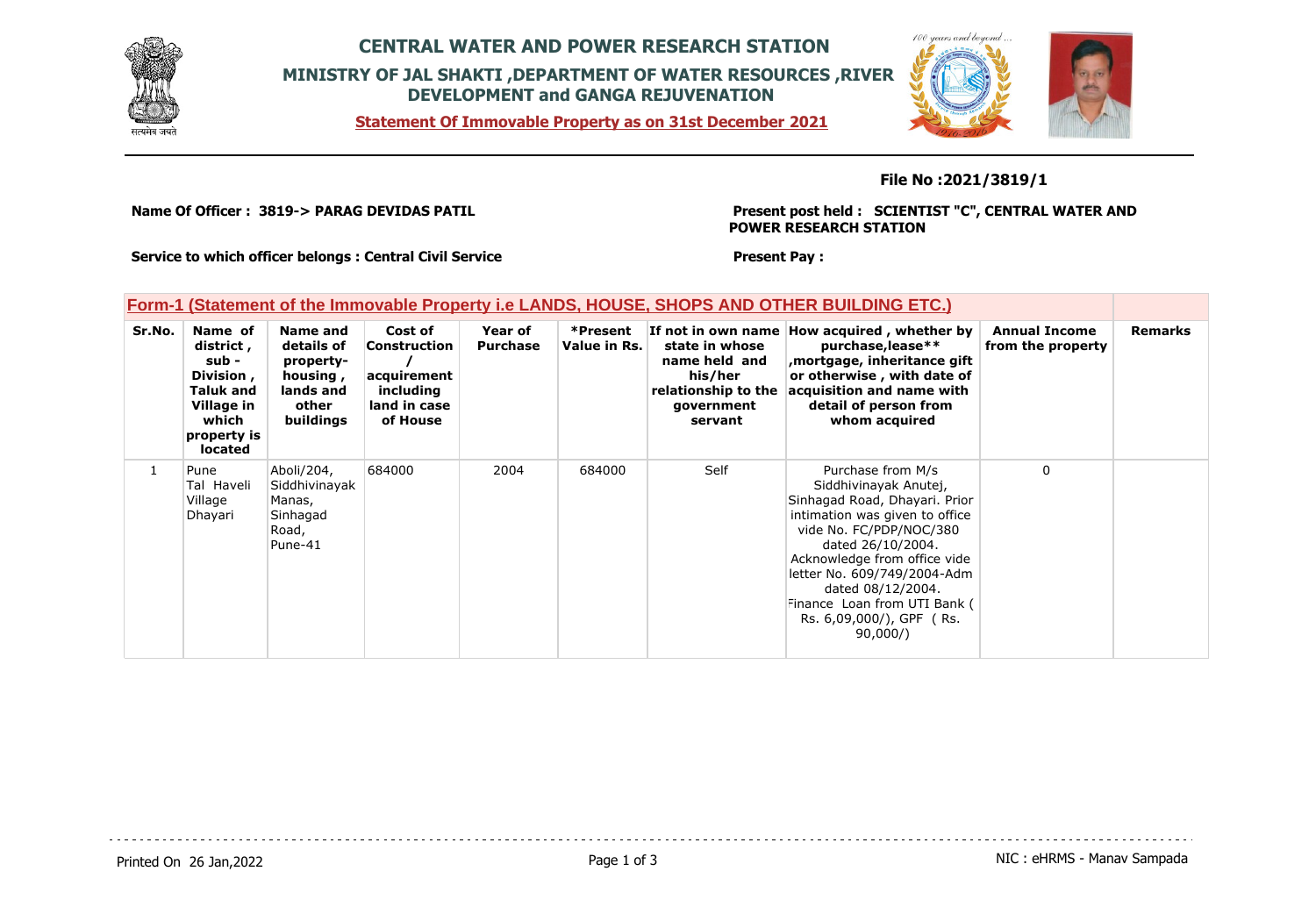# CENTRAL WATER AND POWER RESEARCH STATION

## MINISTRY OF JAL SHAKTI ,DEPARTMENT OF WATER RESOURCES ,RIVER DEVELOPMENT and GANGA REJUVENATION

**Statement Of Immovable Property as on 31st December 2021**

**File No :2021/3819/1**

**Name Of Officer : 3819-> PARAG DEVIDAS PATIL**

**Present post held : SCIENTIST "C", CENTRAL WATER AND POWER RESEARCH STATION**

**Service to which officer belongs : Central Civil Service**

**Present Pay :**

## Form-1 (Statement of the Immovable Property i.e LANDS, HOUSE, SHOPS AND OTHER BUILDING ETC.)

| Sr.No. | Name of district , sub - Division , Taluk and Village in which property is located | Name and details of property- housing , lands and other buildings | Cost of Construction / acquirement including land in case of House | Year of Purchase | *Present Value in Rs. | If not in own name state in whose name held and his/her relationship to the government servant | How acquired , whether by purchase,lease** ,mortgage, inheritance gift or otherwise , with date of acquisition and name with detail of person from whom acquired | Annual Income from the property | Remarks |
|---|---|---|---|---|---|---|---|---|---|
| 1 | Pune Tal Haveli Village Dhayari | Aboli/204, Siddhivinayak Manas, Sinhagad Road, Pune-41 | 684000 | 2004 | 684000 | Self | Purchase from M/s Siddhivinayak Anutej, Sinhagad Road, Dhayari. Prior intimation was given to office vide No. FC/PDP/NOC/380 dated 26/10/2004. Acknowledge from office vide letter No. 609/749/2004-Adm dated 08/12/2004. Finance Loan from UTI Bank ( Rs. 6,09,000/), GPF ( Rs. 90,000/) | 0 | |

Printed On 26 Jan,2022

NIC : eHRMS - Manav Sampada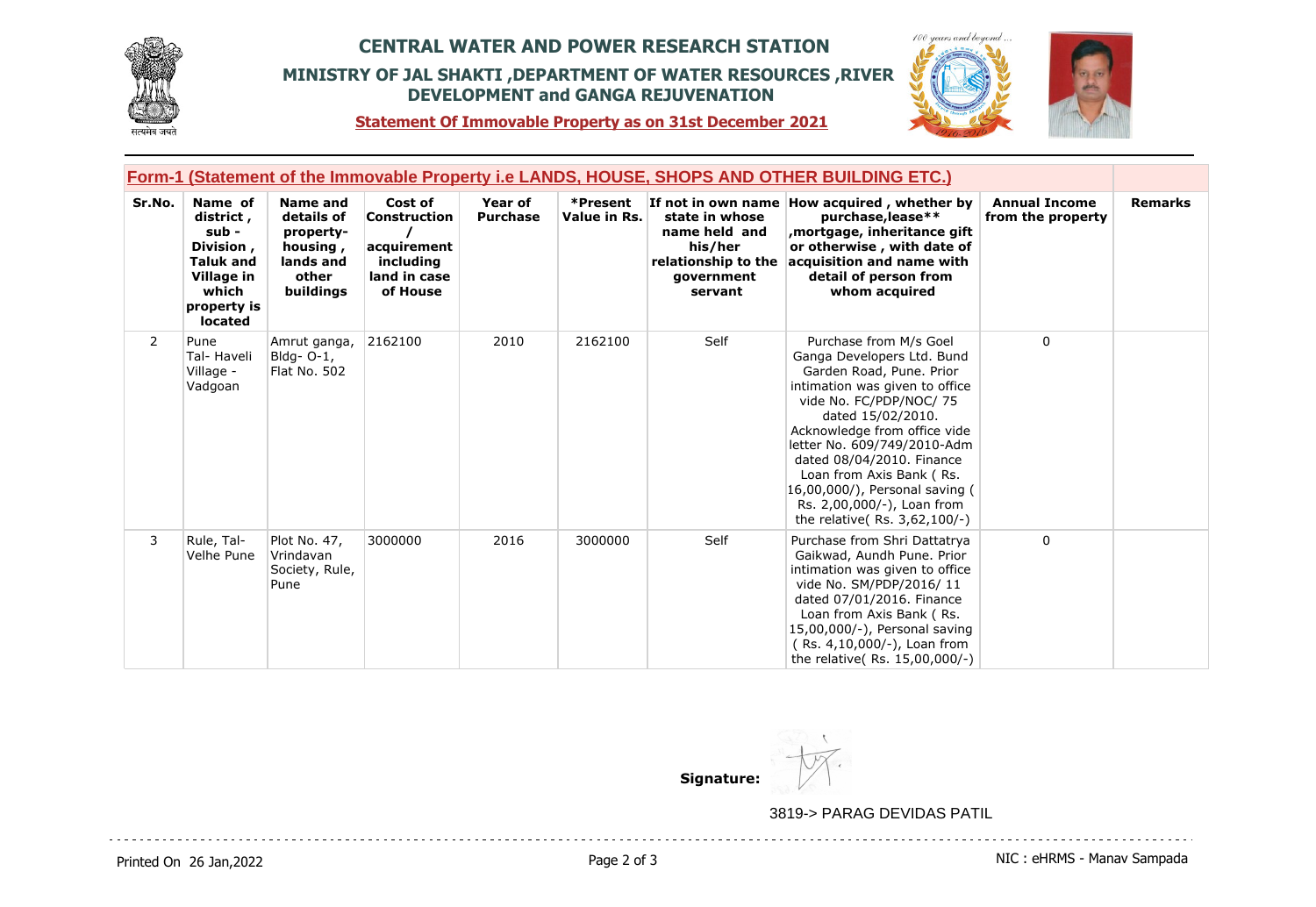# CENTRAL WATER AND POWER RESEARCH STATION

## MINISTRY OF JAL SHAKTI ,DEPARTMENT OF WATER RESOURCES ,RIVER DEVELOPMENT and GANGA REJUVENATION

**Statement Of Immovable Property as on 31st December 2021**

### Form-1 (Statement of the Immovable Property i.e LANDS, HOUSE, SHOPS AND OTHER BUILDING ETC.)

| Sr.No. | Name of district , sub - Division , Taluk and Village in which property is located | Name and details of property- housing , lands and other buildings | Cost of Construction / acquirement including land in case of House | Year of Purchase | *Present Value in Rs. | If not in own name state in whose name held and his/her relationship to the government servant | How acquired , whether by purchase,lease** ,mortgage, inheritance gift or otherwise , with date of acquisition and name with detail of person from whom acquired | Annual Income from the property | Remarks |
|---|---|---|---|---|---|---|---|---|---|
| 2 | Pune Tal- Haveli Village - Vadgoan | Amrut ganga, Bldg- O-1, Flat No. 502 | 2162100 | 2010 | 2162100 | Self | Purchase from M/s Goel Ganga Developers Ltd. Bund Garden Road, Pune. Prior intimation was given to office vide No. FC/PDP/NOC/ 75 dated 15/02/2010. Acknowledge from office vide letter No. 609/749/2010-Adm dated 08/04/2010. Finance Loan from Axis Bank ( Rs. 16,00,000/), Personal saving ( Rs. 2,00,000/-), Loan from the relative( Rs. 3,62,100/-) | 0 | |
| 3 | Rule, Tal- Velhe Pune | Plot No. 47, Vrindavan Society, Rule, Pune | 3000000 | 2016 | 3000000 | Self | Purchase from Shri Dattatrya Gaikwad, Aundh Pune. Prior intimation was given to office vide No. SM/PDP/2016/ 11 dated 07/01/2016. Finance Loan from Axis Bank ( Rs. 15,00,000/-), Personal saving ( Rs. 4,10,000/-), Loan from the relative( Rs. 15,00,000/-) | 0 | |

**Signature:**

3819-> PARAG DEVIDAS PATIL

Printed On 26 Jan,2022

NIC : eHRMS - Manav Sampada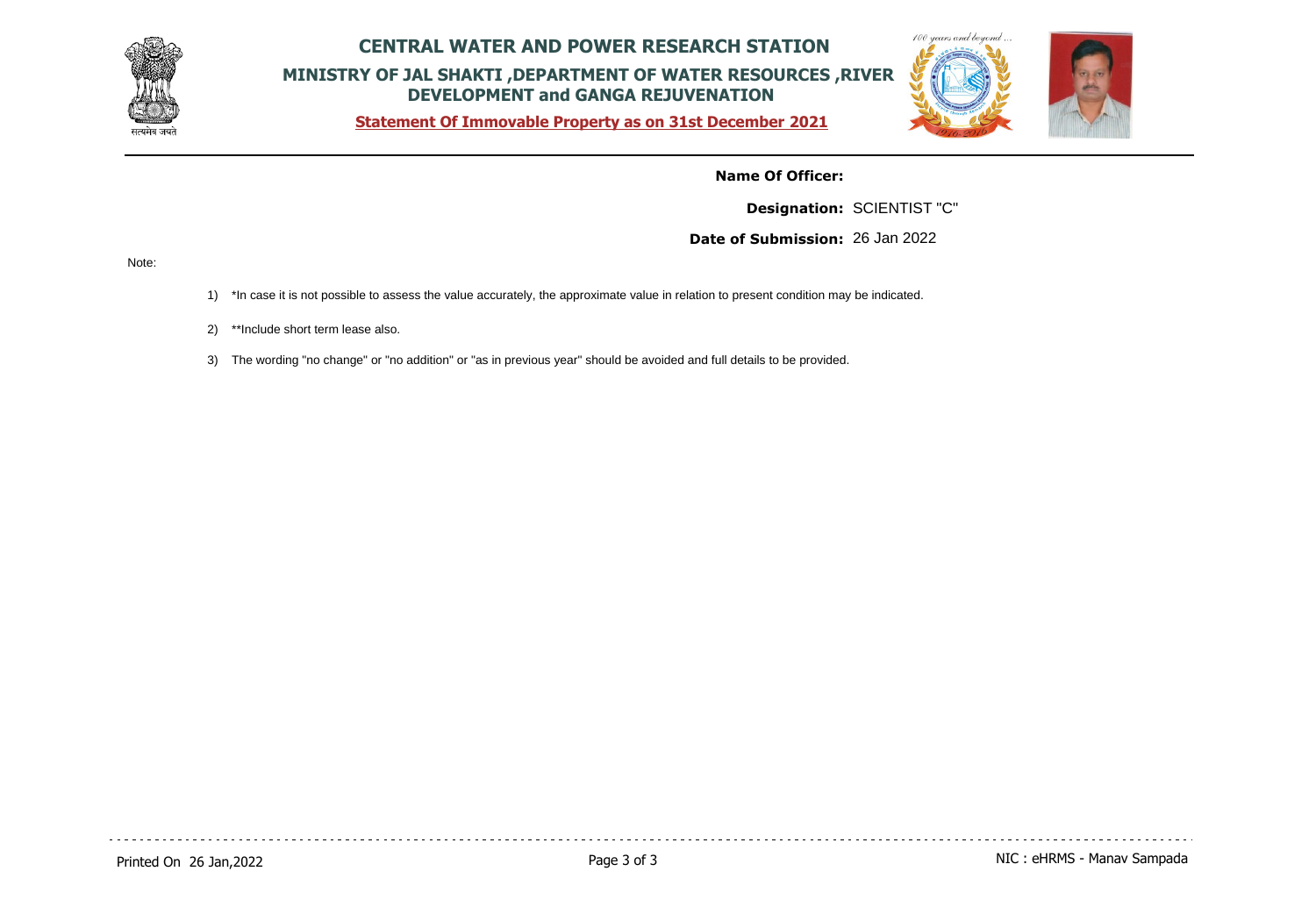# CENTRAL WATER AND POWER RESEARCH STATION

## MINISTRY OF JAL SHAKTI ,DEPARTMENT OF WATER RESOURCES ,RIVER DEVELOPMENT and GANGA REJUVENATION

**Statement Of Immovable Property as on 31st December 2021**

**Name Of Officer:**

**Designation:** SCIENTIST "C"

**Date of Submission:** 26 Jan 2022

Note:

1) *In case it is not possible to assess the value accurately, the approximate value in relation to present condition may be indicated.
2) **Include short term lease also.
3) The wording "no change" or "no addition" or "as in previous year" should be avoided and full details to be provided.

Printed On 26 Jan,2022

NIC : eHRMS - Manav Sampada